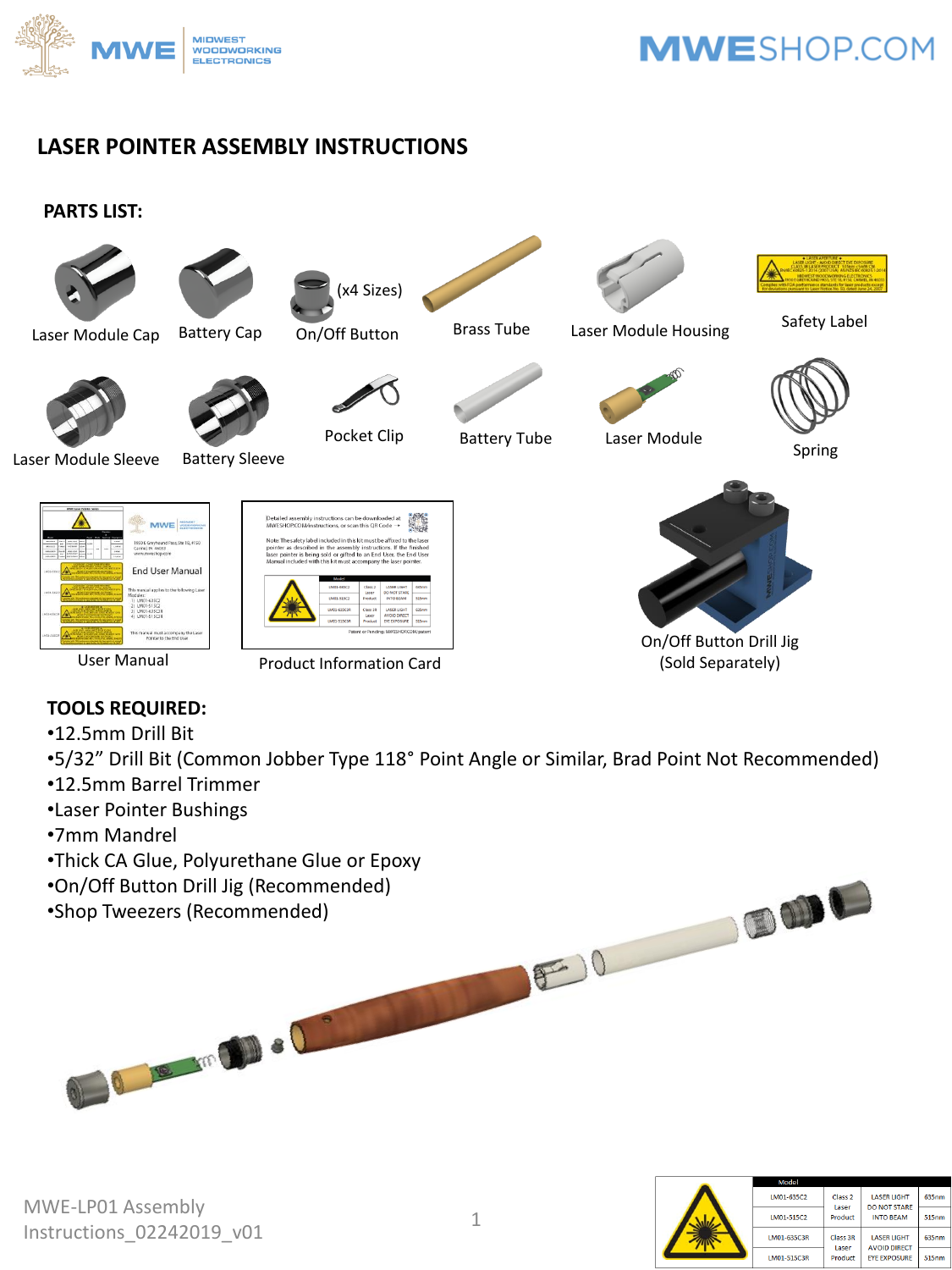# LASER POINTER ASSEMBLY INSTRUCTIONS

## PARTS LIST:

Laser Module Cap

Battery Cap

On/Off Button (x4 Sizes)

Brass Tube

Laser Module Housing

Safety Label

Laser Module Sleeve

Battery Sleeve

Pocket Clip

Battery Tube

Laser Module

Spring

User Manual

Product Information Card

On/Off Button Drill Jig (Sold Separately)

## TOOLS REQUIRED:

- 12.5mm Drill Bit
- 5/32" Drill Bit (Common Jobber Type 118° Point Angle or Similar, Brad Point Not Recommended)
- 12.5mm Barrel Trimmer
- Laser Pointer Bushings
- 7mm Mandrel
- Thick CA Glue, Polyurethane Glue or Epoxy
- On/Off Button Drill Jig (Recommended)
- Shop Tweezers (Recommended)

MWE-LP01 Assembly Instructions_02242019_v01

| Model | | | |
|---|---|---|---|
| LM01-635C2 | Class 2 Laser Product | LASER LIGHT DO NOT STARE INTO BEAM | 635nm |
| LM01-515C2 | | | 515nm |
| LM01-635C3R | Class 3R Laser Product | LASER LIGHT AVOID DIRECT EYE EXPOSURE | 635nm |
| LM01-515C3R | | | 515nm |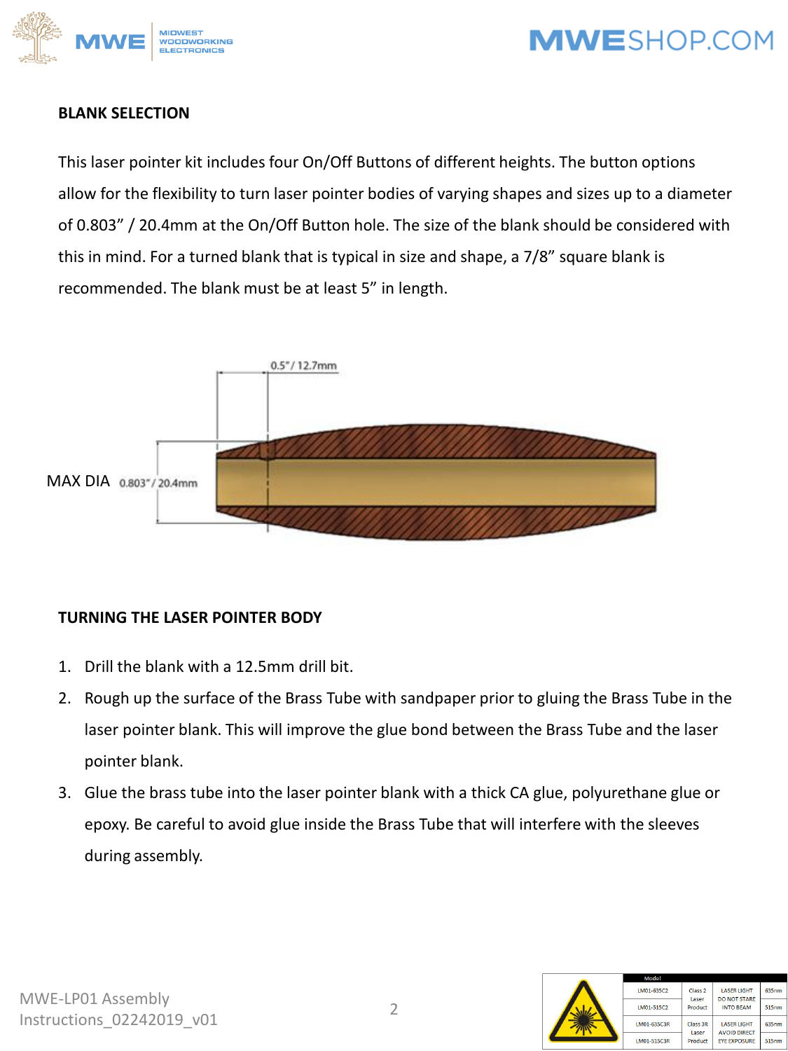## BLANK SELECTION

This laser pointer kit includes four On/Off Buttons of different heights. The button options allow for the flexibility to turn laser pointer bodies of varying shapes and sizes up to a diameter of 0.803" / 20.4mm at the On/Off Button hole. The size of the blank should be considered with this in mind. For a turned blank that is typical in size and shape, a 7/8" square blank is recommended. The blank must be at least 5" in length.

0.5" / 12.7mm

MAX DIA 0.803" / 20.4mm

## TURNING THE LASER POINTER BODY

1. Drill the blank with a 12.5mm drill bit.
2. Rough up the surface of the Brass Tube with sandpaper prior to gluing the Brass Tube in the laser pointer blank. This will improve the glue bond between the Brass Tube and the laser pointer blank.
3. Glue the brass tube into the laser pointer blank with a thick CA glue, polyurethane glue or epoxy. Be careful to avoid glue inside the Brass Tube that will interfere with the sleeves during assembly.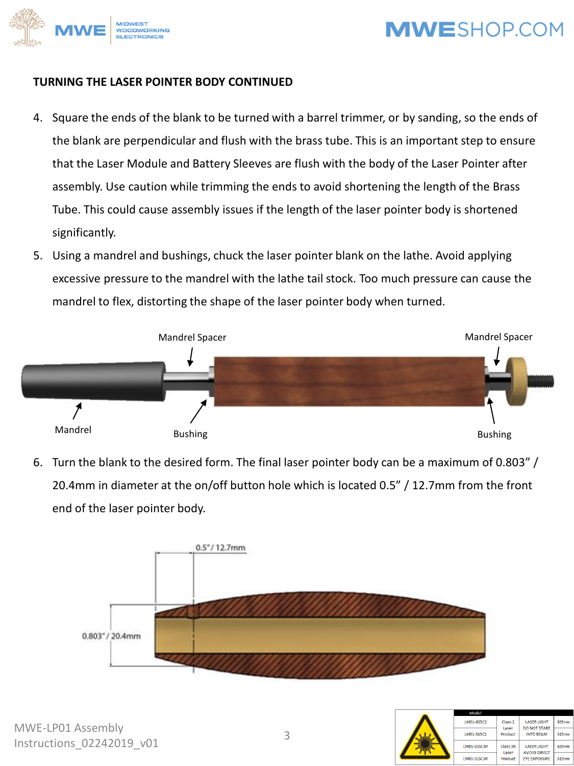### TURNING THE LASER POINTER BODY CONTINUED

4. Square the ends of the blank to be turned with a barrel trimmer, or by sanding, so the ends of the blank are perpendicular and flush with the brass tube. This is an important step to ensure that the Laser Module and Battery Sleeves are flush with the body of the Laser Pointer after assembly. Use caution while trimming the ends to avoid shortening the length of the Brass Tube. This could cause assembly issues if the length of the laser pointer body is shortened significantly.
5. Using a mandrel and bushings, chuck the laser pointer blank on the lathe. Avoid applying excessive pressure to the mandrel with the lathe tail stock. Too much pressure can cause the mandrel to flex, distorting the shape of the laser pointer body when turned.

Mandrel Spacer
Mandrel Spacer
Mandrel
Bushing
Bushing

6. Turn the blank to the desired form. The final laser pointer body can be a maximum of 0.803" / 20.4mm in diameter at the on/off button hole which is located 0.5" / 12.7mm from the front end of the laser pointer body.

0.5" / 12.7mm
0.803" / 20.4mm

| Model | | | |
|---|---|---|---|
| LM01-635C2 | Class 2 Laser Product | LASER LIGHT DO NOT STARE INTO BEAM | 635nm |
| LM01-515C2 | | | 515nm |
| LM01-635C3R | Class 3R Laser Product | LASER LIGHT AVOID DIRECT EYE EXPOSURE | 635nm |
| LM01-515C3R | | | 515nm |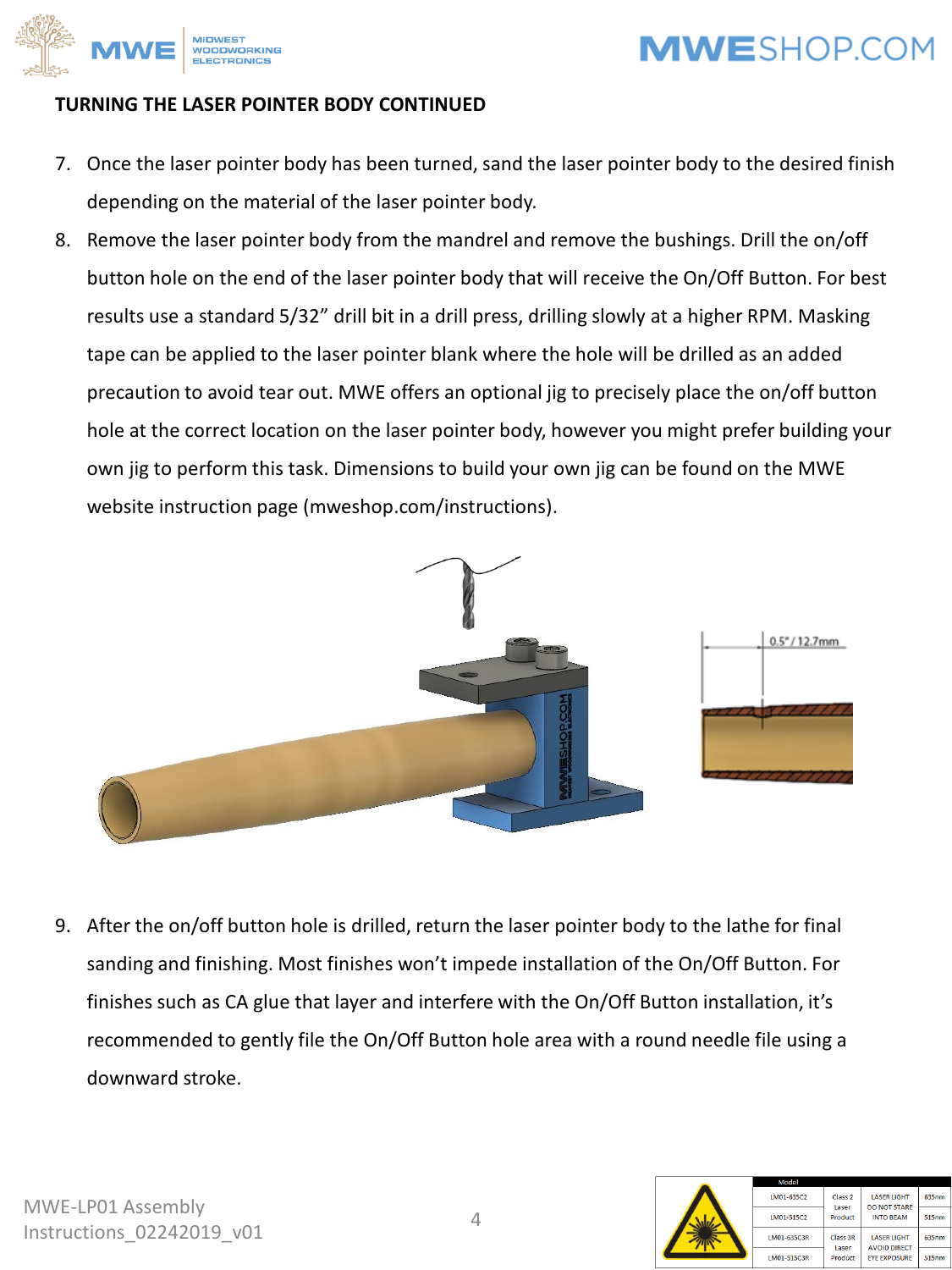## TURNING THE LASER POINTER BODY CONTINUED

7. Once the laser pointer body has been turned, sand the laser pointer body to the desired finish depending on the material of the laser pointer body.
8. Remove the laser pointer body from the mandrel and remove the bushings. Drill the on/off button hole on the end of the laser pointer body that will receive the On/Off Button. For best results use a standard 5/32" drill bit in a drill press, drilling slowly at a higher RPM. Masking tape can be applied to the laser pointer blank where the hole will be drilled as an added precaution to avoid tear out. MWE offers an optional jig to precisely place the on/off button hole at the correct location on the laser pointer body, however you might prefer building your own jig to perform this task. Dimensions to build your own jig can be found on the MWE website instruction page (mweshop.com/instructions).

0.5" / 12.7mm

9. After the on/off button hole is drilled, return the laser pointer body to the lathe for final sanding and finishing. Most finishes won't impede installation of the On/Off Button. For finishes such as CA glue that layer and interfere with the On/Off Button installation, it's recommended to gently file the On/Off Button hole area with a round needle file using a downward stroke.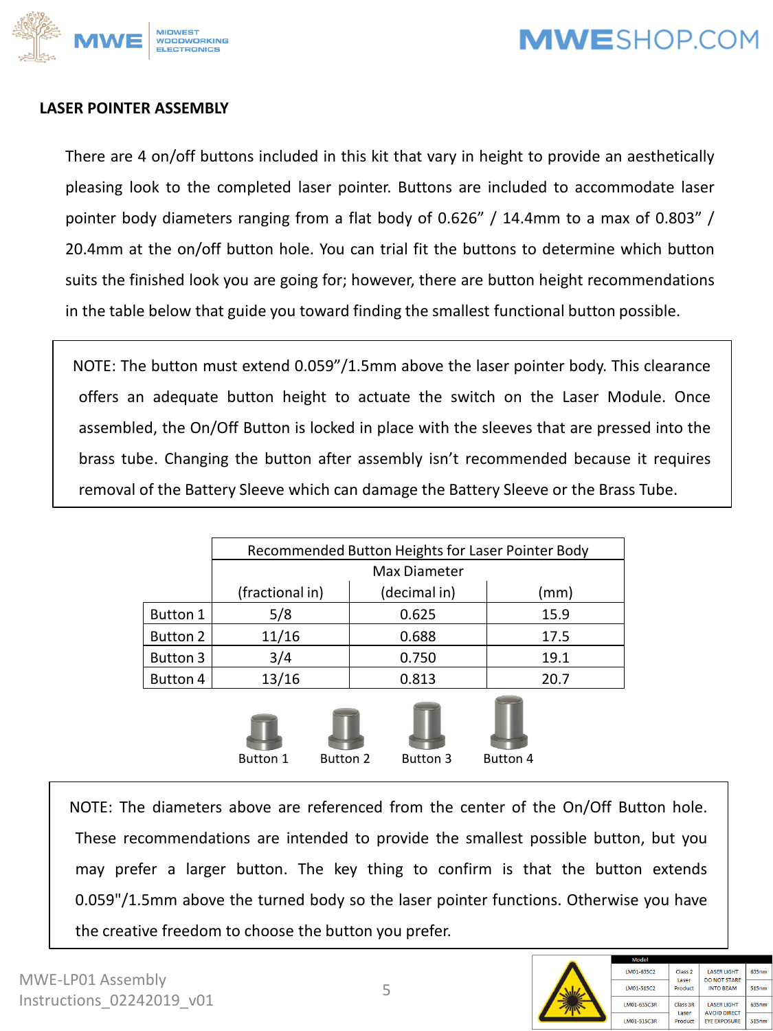## LASER POINTER ASSEMBLY

There are 4 on/off buttons included in this kit that vary in height to provide an aesthetically pleasing look to the completed laser pointer. Buttons are included to accommodate laser pointer body diameters ranging from a flat body of 0.626" / 14.4mm to a max of 0.803" / 20.4mm at the on/off button hole. You can trial fit the buttons to determine which button suits the finished look you are going for; however, there are button height recommendations in the table below that guide you toward finding the smallest functional button possible.

> NOTE: The button must extend 0.059"/1.5mm above the laser pointer body. This clearance offers an adequate button height to actuate the switch on the Laser Module. Once assembled, the On/Off Button is locked in place with the sleeves that are pressed into the brass tube. Changing the button after assembly isn't recommended because it requires removal of the Battery Sleeve which can damage the Battery Sleeve or the Brass Tube.

| | Recommended Button Heights for Laser Pointer Body | | |
|---|---|---|---|
| | Max Diameter | | |
| | (fractional in) | (decimal in) | (mm) |
| Button 1 | 5/8 | 0.625 | 15.9 |
| Button 2 | 11/16 | 0.688 | 17.5 |
| Button 3 | 3/4 | 0.750 | 19.1 |
| Button 4 | 13/16 | 0.813 | 20.7 |

Button 1 Button 2 Button 3 Button 4

> NOTE: The diameters above are referenced from the center of the On/Off Button hole. These recommendations are intended to provide the smallest possible button, but you may prefer a larger button. The key thing to confirm is that the button extends 0.059"/1.5mm above the turned body so the laser pointer functions. Otherwise you have the creative freedom to choose the button you prefer.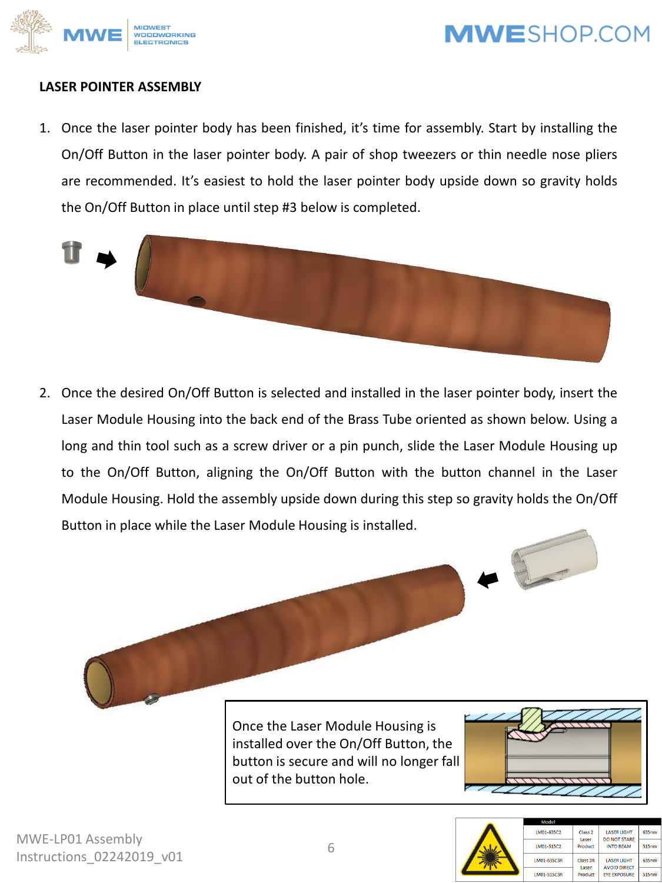## LASER POINTER ASSEMBLY

1. Once the laser pointer body has been finished, it's time for assembly. Start by installing the On/Off Button in the laser pointer body. A pair of shop tweezers or thin needle nose pliers are recommended. It's easiest to hold the laser pointer body upside down so gravity holds the On/Off Button in place until step #3 below is completed.

2. Once the desired On/Off Button is selected and installed in the laser pointer body, insert the Laser Module Housing into the back end of the Brass Tube oriented as shown below. Using a long and thin tool such as a screw driver or a pin punch, slide the Laser Module Housing up to the On/Off Button, aligning the On/Off Button with the button channel in the Laser Module Housing. Hold the assembly upside down during this step so gravity holds the On/Off Button in place while the Laser Module Housing is installed.

Once the Laser Module Housing is installed over the On/Off Button, the button is secure and will no longer fall out of the button hole.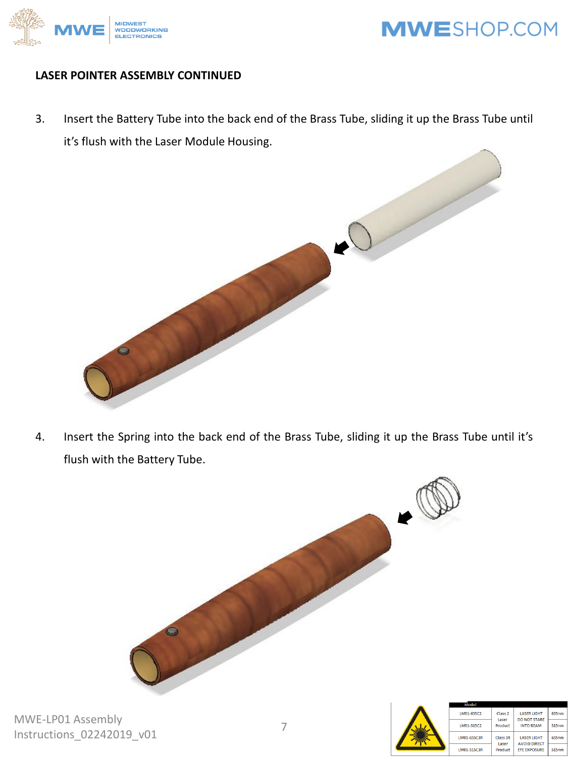**LASER POINTER ASSEMBLY CONTINUED**

3. Insert the Battery Tube into the back end of the Brass Tube, sliding it up the Brass Tube until it's flush with the Laser Module Housing.

4. Insert the Spring into the back end of the Brass Tube, sliding it up the Brass Tube until it's flush with the Battery Tube.

| Model | | | |
|---|---|---|---|
| LM01-635C2 | Class 2 Laser Product | LASER LIGHT DO NOT STARE INTO BEAM | 635nm |
| LM01-515C2 | | | 515nm |
| LM01-635C3R | Class 3R Laser Product | LASER LIGHT AVOID DIRECT EYE EXPOSURE | 635nm |
| LM01-515C3R | | | 515nm |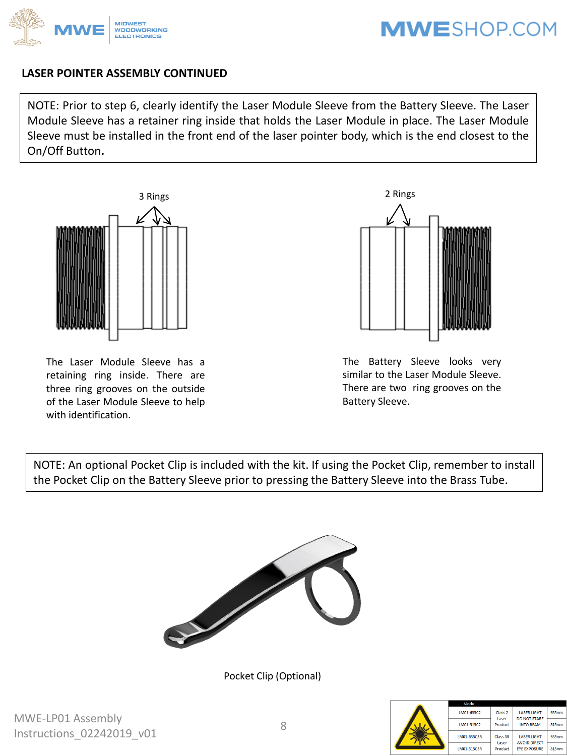## LASER POINTER ASSEMBLY CONTINUED

NOTE: Prior to step 6, clearly identify the Laser Module Sleeve from the Battery Sleeve. The Laser Module Sleeve has a retainer ring inside that holds the Laser Module in place. The Laser Module Sleeve must be installed in the front end of the laser pointer body, which is the end closest to the On/Off Button**.**

3 Rings

2 Rings

The Laser Module Sleeve has a retaining ring inside. There are three ring grooves on the outside of the Laser Module Sleeve to help with identification.

The Battery Sleeve looks very similar to the Laser Module Sleeve. There are two ring grooves on the Battery Sleeve.

NOTE: An optional Pocket Clip is included with the kit. If using the Pocket Clip, remember to install the Pocket Clip on the Battery Sleeve prior to pressing the Battery Sleeve into the Brass Tube.

Pocket Clip (Optional)

MWE-LP01 Assembly Instructions_02242019_v01

| Model | | | |
|---|---|---|---|
| LM01-635C2 | Class 2 Laser Product | LASER LIGHT DO NOT STARE INTO BEAM | 635nm |
| LM01-515C2 | | | 515nm |
| LM01-635C3R | Class 3R Laser Product | LASER LIGHT AVOID DIRECT EYE EXPOSURE | 635nm |
| LM01-515C3R | | | 515nm |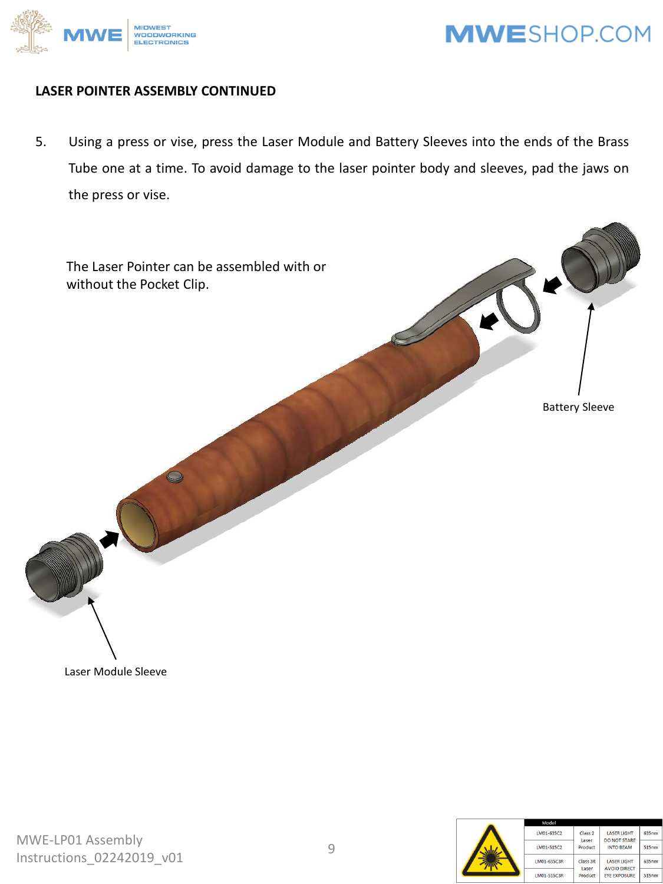**LASER POINTER ASSEMBLY CONTINUED**

5. Using a press or vise, press the Laser Module and Battery Sleeves into the ends of the Brass Tube one at a time. To avoid damage to the laser pointer body and sleeves, pad the jaws on the press or vise.

The Laser Pointer can be assembled with or without the Pocket Clip.

Battery Sleeve

Laser Module Sleeve

MWE-LP01 Assembly Instructions_02242019_v01

| Model | | | |
|---|---|---|---|
| LM01-635C2 | Class 2 Laser Product | LASER LIGHT DO NOT STARE INTO BEAM | 635nm |
| LM01-515C2 | | | 515nm |
| LM01-635C3R | Class 3R Laser Product | LASER LIGHT AVOID DIRECT EYE EXPOSURE | 635nm |
| LM01-515C3R | | | 515nm |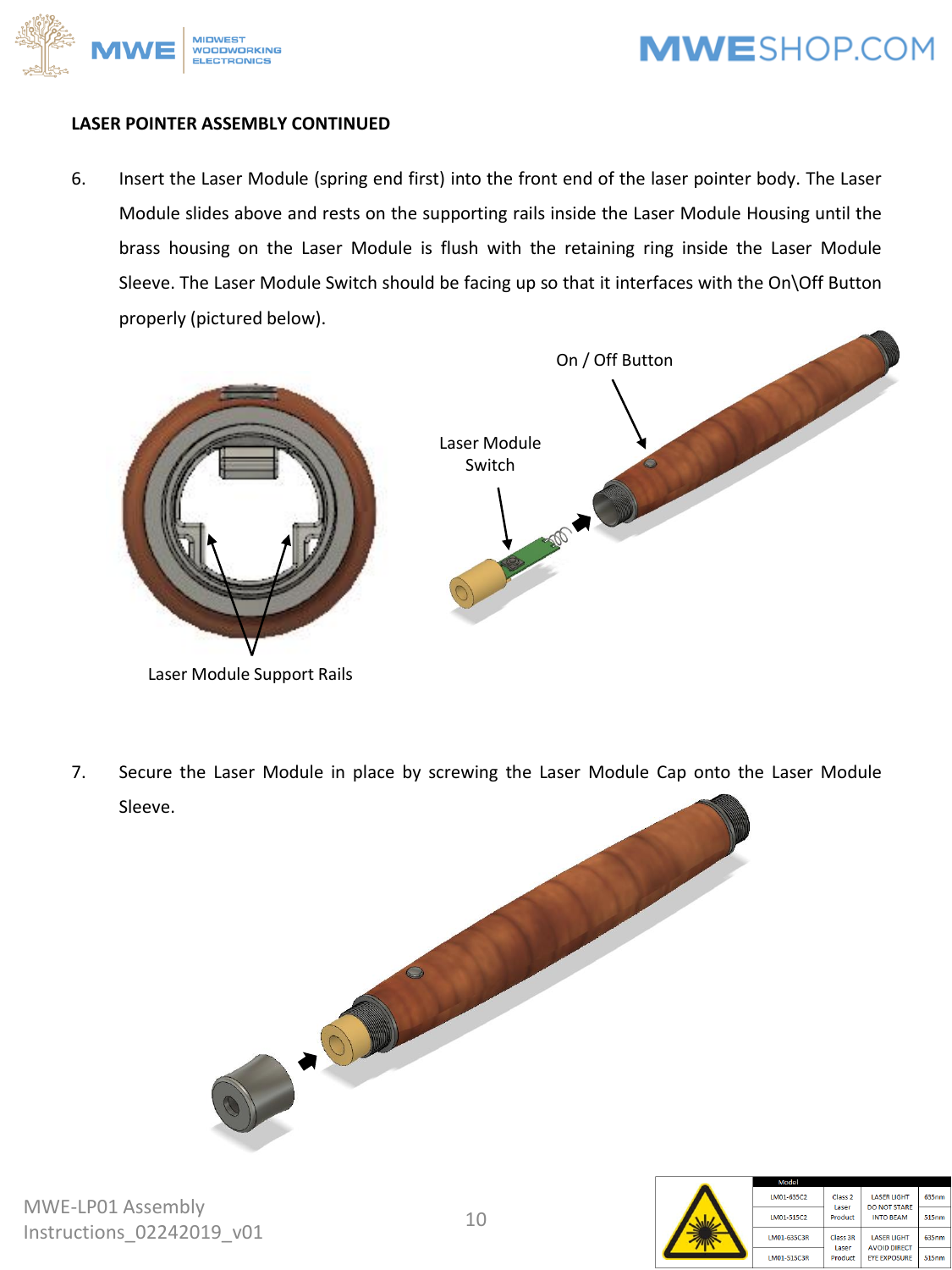**LASER POINTER ASSEMBLY CONTINUED**

6. Insert the Laser Module (spring end first) into the front end of the laser pointer body. The Laser Module slides above and rests on the supporting rails inside the Laser Module Housing until the brass housing on the Laser Module is flush with the retaining ring inside the Laser Module Sleeve. The Laser Module Switch should be facing up so that it interfaces with the On\Off Button properly (pictured below).

On / Off Button

Laser Module Switch

Laser Module Support Rails

7. Secure the Laser Module in place by screwing the Laser Module Cap onto the Laser Module Sleeve.

MWE-LP01 Assembly Instructions_02242019_v01

| Model | | | |
|---|---|---|---|
| LM01-635C2 | Class 2 Laser Product | LASER LIGHT DO NOT STARE INTO BEAM | 635nm |
| LM01-515C2 | | | 515nm |
| LM01-635C3R | Class 3R Laser Product | LASER LIGHT AVOID DIRECT EYE EXPOSURE | 635nm |
| LM01-515C3R | | | 515nm |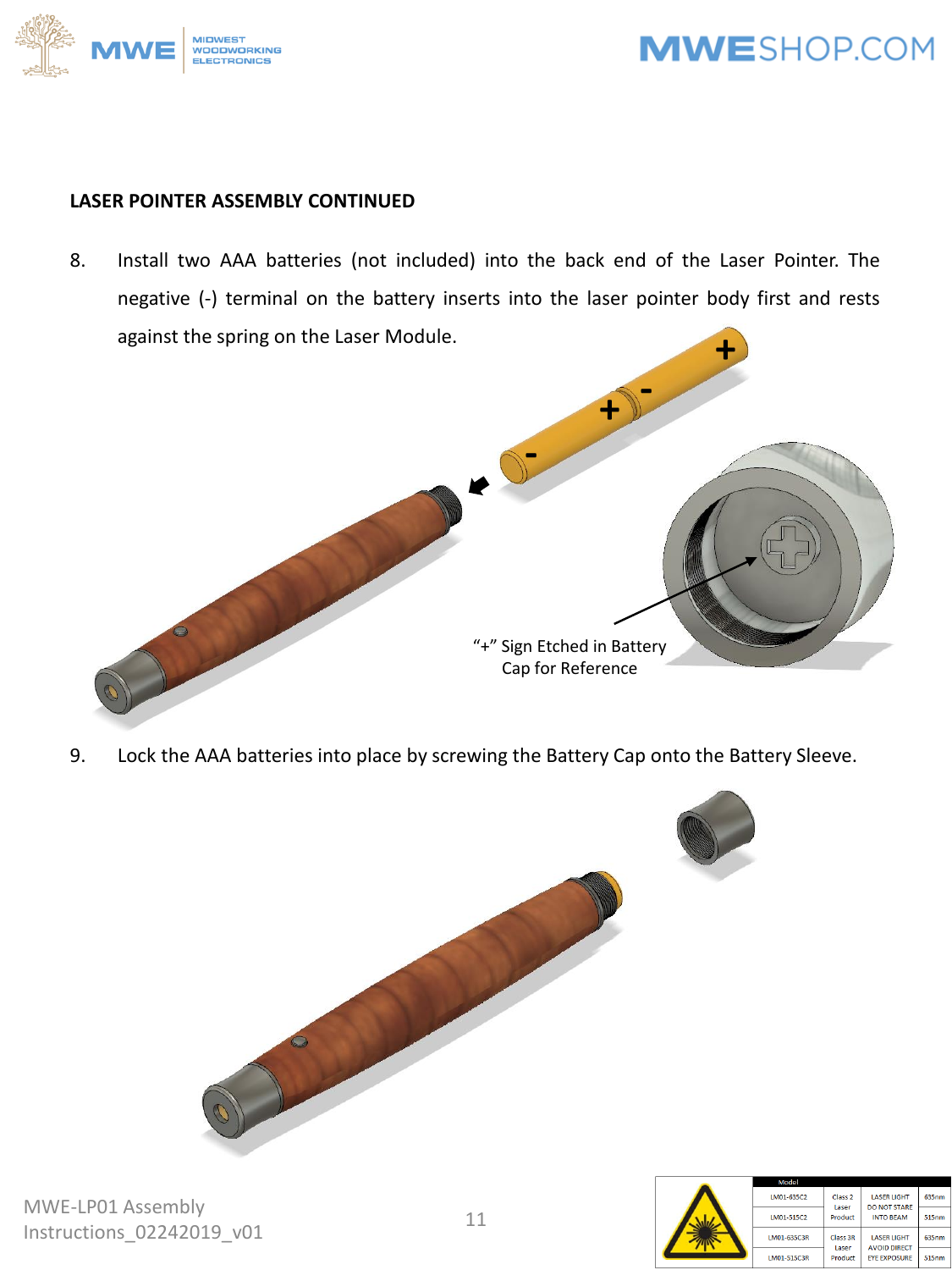## LASER POINTER ASSEMBLY CONTINUED

8. Install two AAA batteries (not included) into the back end of the Laser Pointer. The negative (-) terminal on the battery inserts into the laser pointer body first and rests against the spring on the Laser Module.

"+" Sign Etched in Battery Cap for Reference

9. Lock the AAA batteries into place by screwing the Battery Cap onto the Battery Sleeve.

| Model | | | |
|---|---|---|---|
| LM01-635C2 | Class 2 Laser Product | LASER LIGHT DO NOT STARE INTO BEAM | 635nm |
| LM01-515C2 | | | 515nm |
| LM01-635C3R | Class 3R Laser Product | LASER LIGHT AVOID DIRECT EYE EXPOSURE | 635nm |
| LM01-515C3R | | | 515nm |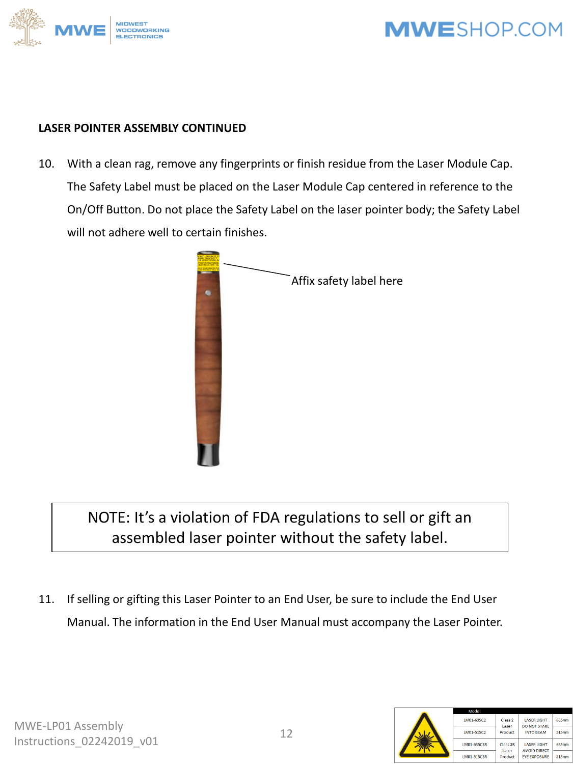## LASER POINTER ASSEMBLY CONTINUED

10. With a clean rag, remove any fingerprints or finish residue from the Laser Module Cap. The Safety Label must be placed on the Laser Module Cap centered in reference to the On/Off Button. Do not place the Safety Label on the laser pointer body; the Safety Label will not adhere well to certain finishes.

Affix safety label here

> NOTE: It's a violation of FDA regulations to sell or gift an assembled laser pointer without the safety label.

11. If selling or gifting this Laser Pointer to an End User, be sure to include the End User Manual. The information in the End User Manual must accompany the Laser Pointer.

MWE-LP01 Assembly Instructions_02242019_v01

| | Model | | | |
|---|---|---|---|---|
| | LM01-635C2 | Class 2 Laser Product | LASER LIGHT DO NOT STARE INTO BEAM | 635nm |
| | LM01-515C2 | | | 515nm |
| | LM01-635C3R | Class 3R Laser Product | LASER LIGHT AVOID DIRECT EYE EXPOSURE | 635nm |
| | LM01-515C3R | | | 515nm |